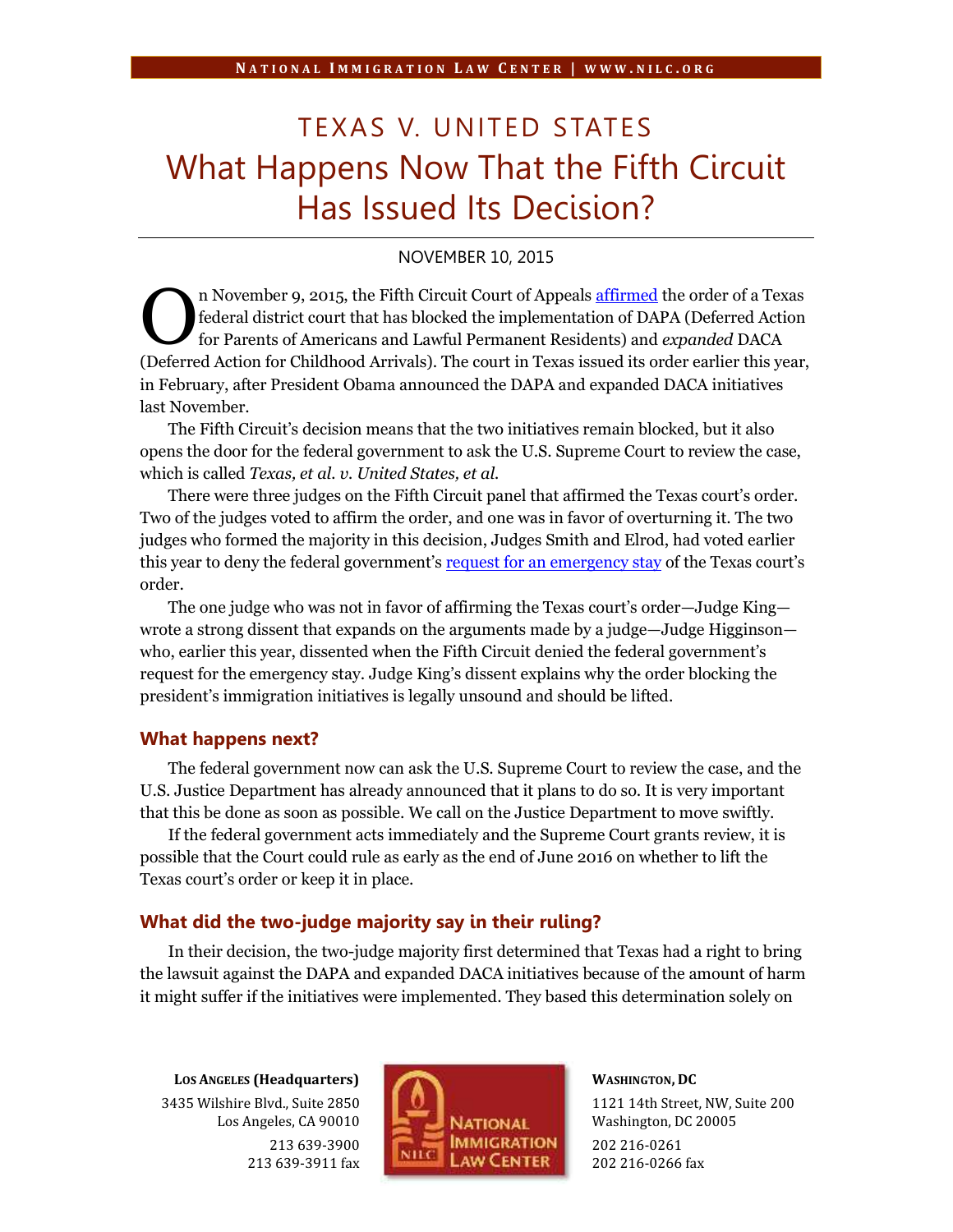# TEXAS V. UNITED STATES

# What Happens Now That the Fifth Circuit Has Issued Its Decision?

NOVEMBER 10, 2015

On November 9, 2015, the Fifth Circuit Court of Appeals affirmed the order of a Texas federal district court that has blocked the implementation of DAPA (Deferred Action for Parents of Americans and Lawful Permanent Residents) and *expanded* DACA (Deferred Action for Childhood Arrivals). The court in Texas issued its order earlier this year, in February, after President Obama announced the DAPA and expanded DACA initiatives last November.

The Fifth Circuit's decision means that the two initiatives remain blocked, but it also opens the door for the federal government to ask the U.S. Supreme Court to review the case, which is called *Texas, et al. v. United States, et al.*

There were three judges on the Fifth Circuit panel that affirmed the Texas court's order. Two of the judges voted to affirm the order, and one was in favor of overturning it. The two judges who formed the majority in this decision, Judges Smith and Elrod, had voted earlier this year to deny the federal government's request for an emergency stay of the Texas court's order.

The one judge who was not in favor of affirming the Texas court's order—Judge King—wrote a strong dissent that expands on the arguments made by a judge—Judge Higginson—who, earlier this year, dissented when the Fifth Circuit denied the federal government's request for the emergency stay. Judge King's dissent explains why the order blocking the president's immigration initiatives is legally unsound and should be lifted.

## What happens next?

The federal government now can ask the U.S. Supreme Court to review the case, and the U.S. Justice Department has already announced that it plans to do so. It is very important that this be done as soon as possible. We call on the Justice Department to move swiftly.

If the federal government acts immediately and the Supreme Court grants review, it is possible that the Court could rule as early as the end of June 2016 on whether to lift the Texas court's order or keep it in place.

## What did the two-judge majority say in their ruling?

In their decision, the two-judge majority first determined that Texas had a right to bring the lawsuit against the DAPA and expanded DACA initiatives because of the amount of harm it might suffer if the initiatives were implemented. They based this determination solely on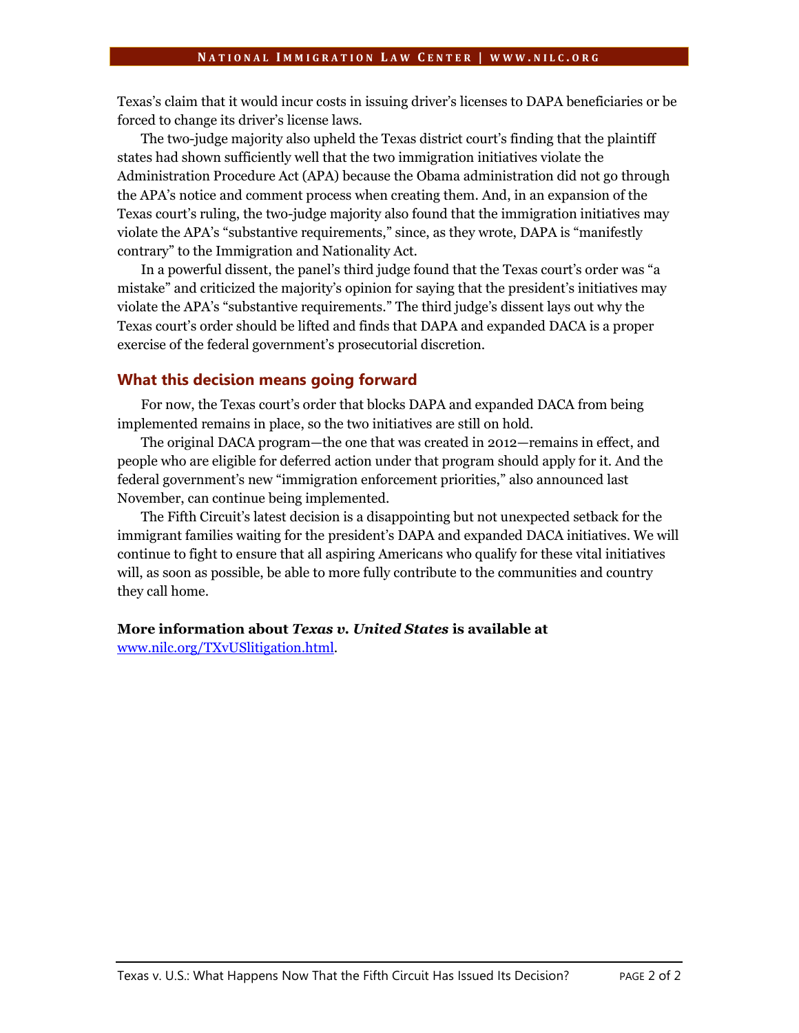Texas's claim that it would incur costs in issuing driver's licenses to DAPA beneficiaries or be forced to change its driver's license laws.

The two-judge majority also upheld the Texas district court's finding that the plaintiff states had shown sufficiently well that the two immigration initiatives violate the Administration Procedure Act (APA) because the Obama administration did not go through the APA's notice and comment process when creating them. And, in an expansion of the Texas court's ruling, the two-judge majority also found that the immigration initiatives may violate the APA's "substantive requirements," since, as they wrote, DAPA is "manifestly contrary" to the Immigration and Nationality Act.

In a powerful dissent, the panel's third judge found that the Texas court's order was "a mistake" and criticized the majority's opinion for saying that the president's initiatives may violate the APA's "substantive requirements." The third judge's dissent lays out why the Texas court's order should be lifted and finds that DAPA and expanded DACA is a proper exercise of the federal government's prosecutorial discretion.

## What this decision means going forward

For now, the Texas court's order that blocks DAPA and expanded DACA from being implemented remains in place, so the two initiatives are still on hold.

The original DACA program—the one that was created in 2012—remains in effect, and people who are eligible for deferred action under that program should apply for it. And the federal government's new "immigration enforcement priorities," also announced last November, can continue being implemented.

The Fifth Circuit's latest decision is a disappointing but not unexpected setback for the immigrant families waiting for the president's DAPA and expanded DACA initiatives. We will continue to fight to ensure that all aspiring Americans who qualify for these vital initiatives will, as soon as possible, be able to more fully contribute to the communities and country they call home.

**More information about *Texas v. United States* is available at** [www.nilc.org/TXvUSlitigation.html](www.nilc.org/TXvUSlitigation.html).